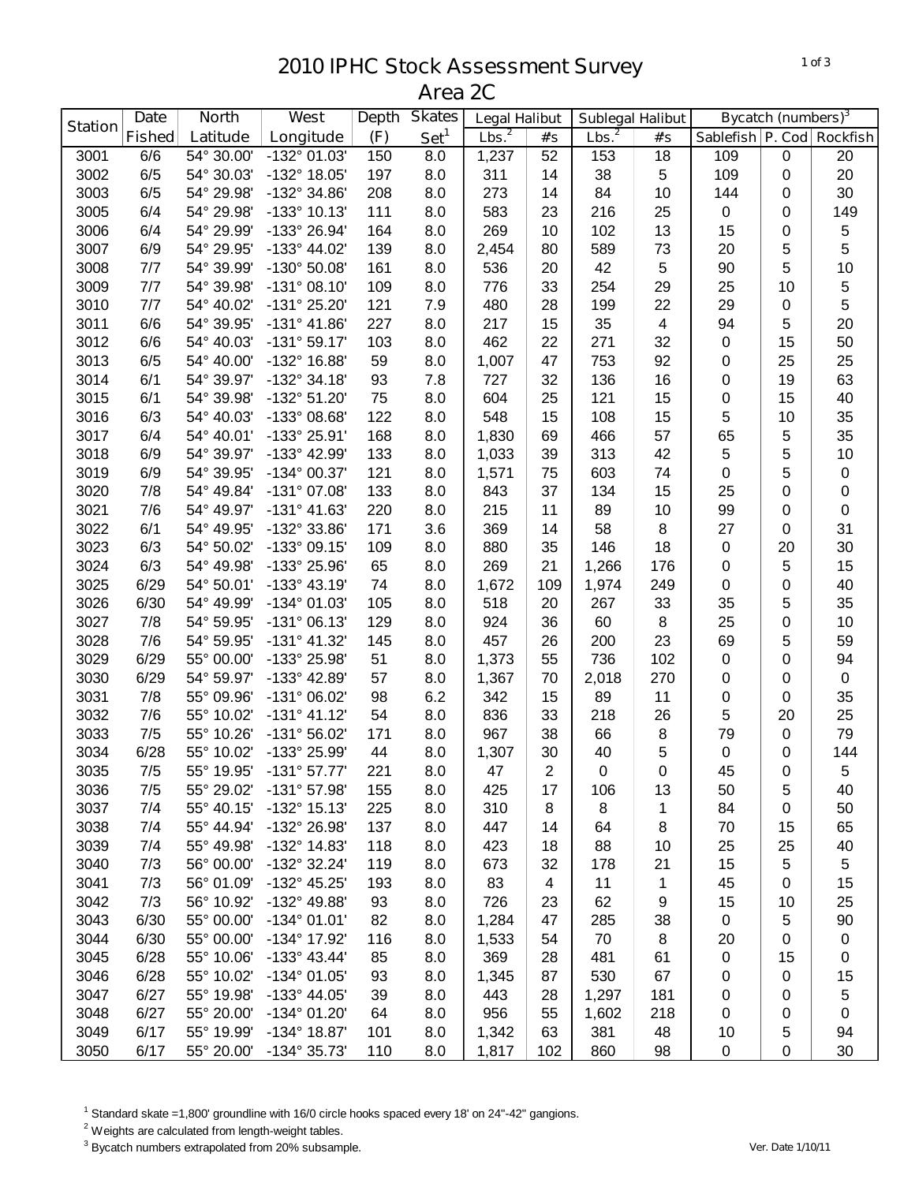# 2010 IPHC Stock Assessment Survey
## Area 2C

| Station | Date | North | West | Depth | Skates | Legal Halibut | | Sublegal Halibut | | Bycatch (numbers)[3] | | |
|---|---|---|---|---|---|---|---|---|---|---|---|---|
| | Fished | Latitude | Longitude | (F) | Set[1] | Lbs.[2] | #s | Lbs.[2] | #s | Sablefish | P. Cod | Rockfish |
| 3001 | 6/6 | 54° 30.00' | -132° 01.03' | 150 | 8.0 | 1,237 | 52 | 153 | 18 | 109 | 0 | 20 |
| 3002 | 6/5 | 54° 30.03' | -132° 18.05' | 197 | 8.0 | 311 | 14 | 38 | 5 | 109 | 0 | 20 |
| 3003 | 6/5 | 54° 29.98' | -132° 34.86' | 208 | 8.0 | 273 | 14 | 84 | 10 | 144 | 0 | 30 |
| 3005 | 6/4 | 54° 29.98' | -133° 10.13' | 111 | 8.0 | 583 | 23 | 216 | 25 | 0 | 0 | 149 |
| 3006 | 6/4 | 54° 29.99' | -133° 26.94' | 164 | 8.0 | 269 | 10 | 102 | 13 | 15 | 0 | 5 |
| 3007 | 6/9 | 54° 29.95' | -133° 44.02' | 139 | 8.0 | 2,454 | 80 | 589 | 73 | 20 | 5 | 5 |
| 3008 | 7/7 | 54° 39.99' | -130° 50.08' | 161 | 8.0 | 536 | 20 | 42 | 5 | 90 | 5 | 10 |
| 3009 | 7/7 | 54° 39.98' | -131° 08.10' | 109 | 8.0 | 776 | 33 | 254 | 29 | 25 | 10 | 5 |
| 3010 | 7/7 | 54° 40.02' | -131° 25.20' | 121 | 7.9 | 480 | 28 | 199 | 22 | 29 | 0 | 5 |
| 3011 | 6/6 | 54° 39.95' | -131° 41.86' | 227 | 8.0 | 217 | 15 | 35 | 4 | 94 | 5 | 20 |
| 3012 | 6/6 | 54° 40.03' | -131° 59.17' | 103 | 8.0 | 462 | 22 | 271 | 32 | 0 | 15 | 50 |
| 3013 | 6/5 | 54° 40.00' | -132° 16.88' | 59 | 8.0 | 1,007 | 47 | 753 | 92 | 0 | 25 | 25 |
| 3014 | 6/1 | 54° 39.97' | -132° 34.18' | 93 | 7.8 | 727 | 32 | 136 | 16 | 0 | 19 | 63 |
| 3015 | 6/1 | 54° 39.98' | -132° 51.20' | 75 | 8.0 | 604 | 25 | 121 | 15 | 0 | 15 | 40 |
| 3016 | 6/3 | 54° 40.03' | -133° 08.68' | 122 | 8.0 | 548 | 15 | 108 | 15 | 5 | 10 | 35 |
| 3017 | 6/4 | 54° 40.01' | -133° 25.91' | 168 | 8.0 | 1,830 | 69 | 466 | 57 | 65 | 5 | 35 |
| 3018 | 6/9 | 54° 39.97' | -133° 42.99' | 133 | 8.0 | 1,033 | 39 | 313 | 42 | 5 | 5 | 10 |
| 3019 | 6/9 | 54° 39.95' | -134° 00.37' | 121 | 8.0 | 1,571 | 75 | 603 | 74 | 0 | 5 | 0 |
| 3020 | 7/8 | 54° 49.84' | -131° 07.08' | 133 | 8.0 | 843 | 37 | 134 | 15 | 25 | 0 | 0 |
| 3021 | 7/6 | 54° 49.97' | -131° 41.63' | 220 | 8.0 | 215 | 11 | 89 | 10 | 99 | 0 | 0 |
| 3022 | 6/1 | 54° 49.95' | -132° 33.86' | 171 | 3.6 | 369 | 14 | 58 | 8 | 27 | 0 | 31 |
| 3023 | 6/3 | 54° 50.02' | -133° 09.15' | 109 | 8.0 | 880 | 35 | 146 | 18 | 0 | 20 | 30 |
| 3024 | 6/3 | 54° 49.98' | -133° 25.96' | 65 | 8.0 | 269 | 21 | 1,266 | 176 | 0 | 5 | 15 |
| 3025 | 6/29 | 54° 50.01' | -133° 43.19' | 74 | 8.0 | 1,672 | 109 | 1,974 | 249 | 0 | 0 | 40 |
| 3026 | 6/30 | 54° 49.99' | -134° 01.03' | 105 | 8.0 | 518 | 20 | 267 | 33 | 35 | 5 | 35 |
| 3027 | 7/8 | 54° 59.95' | -131° 06.13' | 129 | 8.0 | 924 | 36 | 60 | 8 | 25 | 0 | 10 |
| 3028 | 7/6 | 54° 59.95' | -131° 41.32' | 145 | 8.0 | 457 | 26 | 200 | 23 | 69 | 5 | 59 |
| 3029 | 6/29 | 55° 00.00' | -133° 25.98' | 51 | 8.0 | 1,373 | 55 | 736 | 102 | 0 | 0 | 94 |
| 3030 | 6/29 | 54° 59.97' | -133° 42.89' | 57 | 8.0 | 1,367 | 70 | 2,018 | 270 | 0 | 0 | 0 |
| 3031 | 7/8 | 55° 09.96' | -131° 06.02' | 98 | 6.2 | 342 | 15 | 89 | 11 | 0 | 0 | 35 |
| 3032 | 7/6 | 55° 10.02' | -131° 41.12' | 54 | 8.0 | 836 | 33 | 218 | 26 | 5 | 20 | 25 |
| 3033 | 7/5 | 55° 10.26' | -131° 56.02' | 171 | 8.0 | 967 | 38 | 66 | 8 | 79 | 0 | 79 |
| 3034 | 6/28 | 55° 10.02' | -133° 25.99' | 44 | 8.0 | 1,307 | 30 | 40 | 5 | 0 | 0 | 144 |
| 3035 | 7/5 | 55° 19.95' | -131° 57.77' | 221 | 8.0 | 47 | 2 | 0 | 0 | 45 | 0 | 5 |
| 3036 | 7/5 | 55° 29.02' | -131° 57.98' | 155 | 8.0 | 425 | 17 | 106 | 13 | 50 | 5 | 40 |
| 3037 | 7/4 | 55° 40.15' | -132° 15.13' | 225 | 8.0 | 310 | 8 | 8 | 1 | 84 | 0 | 50 |
| 3038 | 7/4 | 55° 44.94' | -132° 26.98' | 137 | 8.0 | 447 | 14 | 64 | 8 | 70 | 15 | 65 |
| 3039 | 7/4 | 55° 49.98' | -132° 14.83' | 118 | 8.0 | 423 | 18 | 88 | 10 | 25 | 25 | 40 |
| 3040 | 7/3 | 56° 00.00' | -132° 32.24' | 119 | 8.0 | 673 | 32 | 178 | 21 | 15 | 5 | 5 |
| 3041 | 7/3 | 56° 01.09' | -132° 45.25' | 193 | 8.0 | 83 | 4 | 11 | 1 | 45 | 0 | 15 |
| 3042 | 7/3 | 56° 10.92' | -132° 49.88' | 93 | 8.0 | 726 | 23 | 62 | 9 | 15 | 10 | 25 |
| 3043 | 6/30 | 55° 00.00' | -134° 01.01' | 82 | 8.0 | 1,284 | 47 | 285 | 38 | 0 | 5 | 90 |
| 3044 | 6/30 | 55° 00.00' | -134° 17.92' | 116 | 8.0 | 1,533 | 54 | 70 | 8 | 20 | 0 | 0 |
| 3045 | 6/28 | 55° 10.06' | -133° 43.44' | 85 | 8.0 | 369 | 28 | 481 | 61 | 0 | 15 | 0 |
| 3046 | 6/28 | 55° 10.02' | -134° 01.05' | 93 | 8.0 | 1,345 | 87 | 530 | 67 | 0 | 0 | 15 |
| 3047 | 6/27 | 55° 19.98' | -133° 44.05' | 39 | 8.0 | 443 | 28 | 1,297 | 181 | 0 | 0 | 5 |
| 3048 | 6/27 | 55° 20.00' | -134° 01.20' | 64 | 8.0 | 956 | 55 | 1,602 | 218 | 0 | 0 | 0 |
| 3049 | 6/17 | 55° 19.99' | -134° 18.87' | 101 | 8.0 | 1,342 | 63 | 381 | 48 | 10 | 5 | 94 |
| 3050 | 6/17 | 55° 20.00' | -134° 35.73' | 110 | 8.0 | 1,817 | 102 | 860 | 98 | 0 | 0 | 30 |

[1] Standard skate =1,800' groundline with 16/0 circle hooks spaced every 18' on 24"-42" gangions.

[2] Weights are calculated from length-weight tables.

[3] Bycatch numbers extrapolated from 20% subsample.

Ver. Date 1/10/11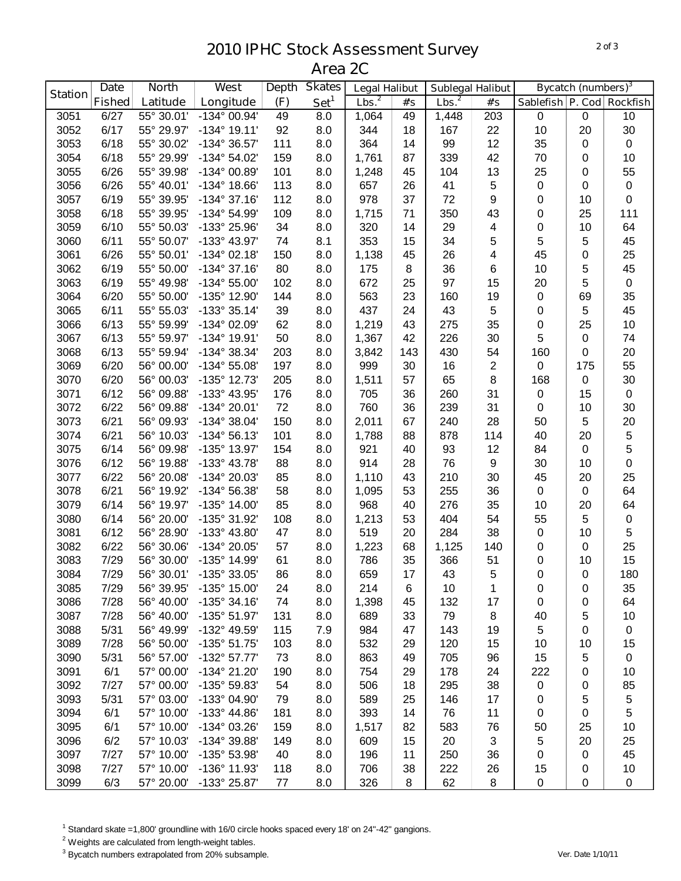# 2010 IPHC Stock Assessment Survey
## Area 2C

| Station | Date Fished | North Latitude | West Longitude | Depth (F) | Skates Set[1] | Legal Halibut | | Sublegal Halibut | | Bycatch (numbers)[3] | | |
|---|---|---|---|---|---|---|---|---|---|---|---|---|
| | | | | | | Lbs.[2] | #s | Lbs.[2] | #s | Sablefish | P. Cod | Rockfish |
| 3051 | 6/27 | 55° 30.01' | -134° 00.94' | 49 | 8.0 | 1,064 | 49 | 1,448 | 203 | 0 | 0 | 10 |
| 3052 | 6/17 | 55° 29.97' | -134° 19.11' | 92 | 8.0 | 344 | 18 | 167 | 22 | 10 | 20 | 30 |
| 3053 | 6/18 | 55° 30.02' | -134° 36.57' | 111 | 8.0 | 364 | 14 | 99 | 12 | 35 | 0 | 0 |
| 3054 | 6/18 | 55° 29.99' | -134° 54.02' | 159 | 8.0 | 1,761 | 87 | 339 | 42 | 70 | 0 | 10 |
| 3055 | 6/26 | 55° 39.98' | -134° 00.89' | 101 | 8.0 | 1,248 | 45 | 104 | 13 | 25 | 0 | 55 |
| 3056 | 6/26 | 55° 40.01' | -134° 18.66' | 113 | 8.0 | 657 | 26 | 41 | 5 | 0 | 0 | 0 |
| 3057 | 6/19 | 55° 39.95' | -134° 37.16' | 112 | 8.0 | 978 | 37 | 72 | 9 | 0 | 10 | 0 |
| 3058 | 6/18 | 55° 39.95' | -134° 54.99' | 109 | 8.0 | 1,715 | 71 | 350 | 43 | 0 | 25 | 111 |
| 3059 | 6/10 | 55° 50.03' | -133° 25.96' | 34 | 8.0 | 320 | 14 | 29 | 4 | 0 | 10 | 64 |
| 3060 | 6/11 | 55° 50.07' | -133° 43.97' | 74 | 8.1 | 353 | 15 | 34 | 5 | 5 | 5 | 45 |
| 3061 | 6/26 | 55° 50.01' | -134° 02.18' | 150 | 8.0 | 1,138 | 45 | 26 | 4 | 45 | 0 | 25 |
| 3062 | 6/19 | 55° 50.00' | -134° 37.16' | 80 | 8.0 | 175 | 8 | 36 | 6 | 10 | 5 | 45 |
| 3063 | 6/19 | 55° 49.98' | -134° 55.00' | 102 | 8.0 | 672 | 25 | 97 | 15 | 20 | 5 | 0 |
| 3064 | 6/20 | 55° 50.00' | -135° 12.90' | 144 | 8.0 | 563 | 23 | 160 | 19 | 0 | 69 | 35 |
| 3065 | 6/11 | 55° 55.03' | -133° 35.14' | 39 | 8.0 | 437 | 24 | 43 | 5 | 0 | 5 | 45 |
| 3066 | 6/13 | 55° 59.99' | -134° 02.09' | 62 | 8.0 | 1,219 | 43 | 275 | 35 | 0 | 25 | 10 |
| 3067 | 6/13 | 55° 59.97' | -134° 19.91' | 50 | 8.0 | 1,367 | 42 | 226 | 30 | 5 | 0 | 74 |
| 3068 | 6/13 | 55° 59.94' | -134° 38.34' | 203 | 8.0 | 3,842 | 143 | 430 | 54 | 160 | 0 | 20 |
| 3069 | 6/20 | 56° 00.00' | -134° 55.08' | 197 | 8.0 | 999 | 30 | 16 | 2 | 0 | 175 | 55 |
| 3070 | 6/20 | 56° 00.03' | -135° 12.73' | 205 | 8.0 | 1,511 | 57 | 65 | 8 | 168 | 0 | 30 |
| 3071 | 6/12 | 56° 09.88' | -133° 43.95' | 176 | 8.0 | 705 | 36 | 260 | 31 | 0 | 15 | 0 |
| 3072 | 6/22 | 56° 09.88' | -134° 20.01' | 72 | 8.0 | 760 | 36 | 239 | 31 | 0 | 10 | 30 |
| 3073 | 6/21 | 56° 09.93' | -134° 38.04' | 150 | 8.0 | 2,011 | 67 | 240 | 28 | 50 | 5 | 20 |
| 3074 | 6/21 | 56° 10.03' | -134° 56.13' | 101 | 8.0 | 1,788 | 88 | 878 | 114 | 40 | 20 | 5 |
| 3075 | 6/14 | 56° 09.98' | -135° 13.97' | 154 | 8.0 | 921 | 40 | 93 | 12 | 84 | 0 | 5 |
| 3076 | 6/12 | 56° 19.88' | -133° 43.78' | 88 | 8.0 | 914 | 28 | 76 | 9 | 30 | 10 | 0 |
| 3077 | 6/22 | 56° 20.08' | -134° 20.03' | 85 | 8.0 | 1,110 | 43 | 210 | 30 | 45 | 20 | 25 |
| 3078 | 6/21 | 56° 19.92' | -134° 56.38' | 58 | 8.0 | 1,095 | 53 | 255 | 36 | 0 | 0 | 64 |
| 3079 | 6/14 | 56° 19.97' | -135° 14.00' | 85 | 8.0 | 968 | 40 | 276 | 35 | 10 | 20 | 64 |
| 3080 | 6/14 | 56° 20.00' | -135° 31.92' | 108 | 8.0 | 1,213 | 53 | 404 | 54 | 55 | 5 | 0 |
| 3081 | 6/12 | 56° 28.90' | -133° 43.80' | 47 | 8.0 | 519 | 20 | 284 | 38 | 0 | 10 | 5 |
| 3082 | 6/22 | 56° 30.06' | -134° 20.05' | 57 | 8.0 | 1,223 | 68 | 1,125 | 140 | 0 | 0 | 25 |
| 3083 | 7/29 | 56° 30.00' | -135° 14.99' | 61 | 8.0 | 786 | 35 | 366 | 51 | 0 | 10 | 15 |
| 3084 | 7/29 | 56° 30.01' | -135° 33.05' | 86 | 8.0 | 659 | 17 | 43 | 5 | 0 | 0 | 180 |
| 3085 | 7/29 | 56° 39.95' | -135° 15.00' | 24 | 8.0 | 214 | 6 | 10 | 1 | 0 | 0 | 35 |
| 3086 | 7/28 | 56° 40.00' | -135° 34.16' | 74 | 8.0 | 1,398 | 45 | 132 | 17 | 0 | 0 | 64 |
| 3087 | 7/28 | 56° 40.00' | -135° 51.97' | 131 | 8.0 | 689 | 33 | 79 | 8 | 40 | 5 | 10 |
| 3088 | 5/31 | 56° 49.99' | -132° 49.59' | 115 | 7.9 | 984 | 47 | 143 | 19 | 5 | 0 | 0 |
| 3089 | 7/28 | 56° 50.00' | -135° 51.75' | 103 | 8.0 | 532 | 29 | 120 | 15 | 10 | 10 | 15 |
| 3090 | 5/31 | 56° 57.00' | -132° 57.77' | 73 | 8.0 | 863 | 49 | 705 | 96 | 15 | 5 | 0 |
| 3091 | 6/1 | 57° 00.00' | -134° 21.20' | 190 | 8.0 | 754 | 29 | 178 | 24 | 222 | 0 | 10 |
| 3092 | 7/27 | 57° 00.00' | -135° 59.83' | 54 | 8.0 | 506 | 18 | 295 | 38 | 0 | 0 | 85 |
| 3093 | 5/31 | 57° 03.00' | -133° 04.90' | 79 | 8.0 | 589 | 25 | 146 | 17 | 0 | 5 | 5 |
| 3094 | 6/1 | 57° 10.00' | -133° 44.86' | 181 | 8.0 | 393 | 14 | 76 | 11 | 0 | 0 | 5 |
| 3095 | 6/1 | 57° 10.00' | -134° 03.26' | 159 | 8.0 | 1,517 | 82 | 583 | 76 | 50 | 25 | 10 |
| 3096 | 6/2 | 57° 10.03' | -134° 39.88' | 149 | 8.0 | 609 | 15 | 20 | 3 | 5 | 20 | 25 |
| 3097 | 7/27 | 57° 10.00' | -135° 53.98' | 40 | 8.0 | 196 | 11 | 250 | 36 | 0 | 0 | 45 |
| 3098 | 7/27 | 57° 10.00' | -136° 11.93' | 118 | 8.0 | 706 | 38 | 222 | 26 | 15 | 0 | 10 |
| 3099 | 6/3 | 57° 20.00' | -133° 25.87' | 77 | 8.0 | 326 | 8 | 62 | 8 | 0 | 0 | 0 |

[1] Standard skate =1,800' groundline with 16/0 circle hooks spaced every 18' on 24"-42" gangions.

[2] Weights are calculated from length-weight tables.

[3] Bycatch numbers extrapolated from 20% subsample.

Ver. Date 1/10/11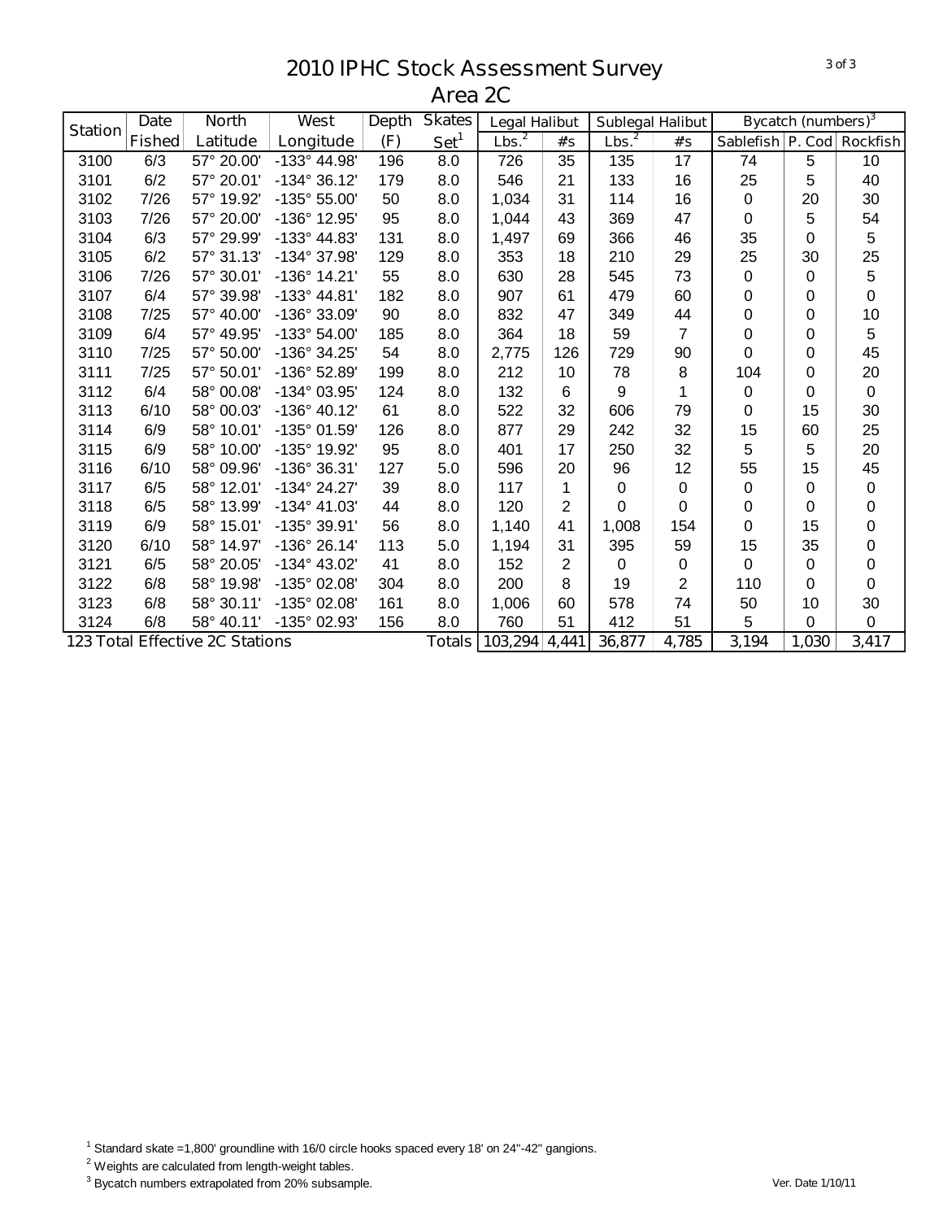# 2010 IPHC Stock Assessment Survey
## Area 2C

| Station | Date | North | West | Depth | Skates | Legal Halibut | | Sublegal Halibut | | Bycatch (numbers)[3] | | |
|---|---|---|---|---|---|---|---|---|---|---|---|---|
| | Fished | Latitude | Longitude | (F) | Set[1] | Lbs.[2] | #s | Lbs.[2] | #s | Sablefish | P. Cod | Rockfish |
| 3100 | 6/3 | 57° 20.00' | -133° 44.98' | 196 | 8.0 | 726 | 35 | 135 | 17 | 74 | 5 | 10 |
| 3101 | 6/2 | 57° 20.01' | -134° 36.12' | 179 | 8.0 | 546 | 21 | 133 | 16 | 25 | 5 | 40 |
| 3102 | 7/26 | 57° 19.92' | -135° 55.00' | 50 | 8.0 | 1,034 | 31 | 114 | 16 | 0 | 20 | 30 |
| 3103 | 7/26 | 57° 20.00' | -136° 12.95' | 95 | 8.0 | 1,044 | 43 | 369 | 47 | 0 | 5 | 54 |
| 3104 | 6/3 | 57° 29.99' | -133° 44.83' | 131 | 8.0 | 1,497 | 69 | 366 | 46 | 35 | 0 | 5 |
| 3105 | 6/2 | 57° 31.13' | -134° 37.98' | 129 | 8.0 | 353 | 18 | 210 | 29 | 25 | 30 | 25 |
| 3106 | 7/26 | 57° 30.01' | -136° 14.21' | 55 | 8.0 | 630 | 28 | 545 | 73 | 0 | 0 | 5 |
| 3107 | 6/4 | 57° 39.98' | -133° 44.81' | 182 | 8.0 | 907 | 61 | 479 | 60 | 0 | 0 | 0 |
| 3108 | 7/25 | 57° 40.00' | -136° 33.09' | 90 | 8.0 | 832 | 47 | 349 | 44 | 0 | 0 | 10 |
| 3109 | 6/4 | 57° 49.95' | -133° 54.00' | 185 | 8.0 | 364 | 18 | 59 | 7 | 0 | 0 | 5 |
| 3110 | 7/25 | 57° 50.00' | -136° 34.25' | 54 | 8.0 | 2,775 | 126 | 729 | 90 | 0 | 0 | 45 |
| 3111 | 7/25 | 57° 50.01' | -136° 52.89' | 199 | 8.0 | 212 | 10 | 78 | 8 | 104 | 0 | 20 |
| 3112 | 6/4 | 58° 00.08' | -134° 03.95' | 124 | 8.0 | 132 | 6 | 9 | 1 | 0 | 0 | 0 |
| 3113 | 6/10 | 58° 00.03' | -136° 40.12' | 61 | 8.0 | 522 | 32 | 606 | 79 | 0 | 15 | 30 |
| 3114 | 6/9 | 58° 10.01' | -135° 01.59' | 126 | 8.0 | 877 | 29 | 242 | 32 | 15 | 60 | 25 |
| 3115 | 6/9 | 58° 10.00' | -135° 19.92' | 95 | 8.0 | 401 | 17 | 250 | 32 | 5 | 5 | 20 |
| 3116 | 6/10 | 58° 09.96' | -136° 36.31' | 127 | 5.0 | 596 | 20 | 96 | 12 | 55 | 15 | 45 |
| 3117 | 6/5 | 58° 12.01' | -134° 24.27' | 39 | 8.0 | 117 | 1 | 0 | 0 | 0 | 0 | 0 |
| 3118 | 6/5 | 58° 13.99' | -134° 41.03' | 44 | 8.0 | 120 | 2 | 0 | 0 | 0 | 0 | 0 |
| 3119 | 6/9 | 58° 15.01' | -135° 39.91' | 56 | 8.0 | 1,140 | 41 | 1,008 | 154 | 0 | 15 | 0 |
| 3120 | 6/10 | 58° 14.97' | -136° 26.14' | 113 | 5.0 | 1,194 | 31 | 395 | 59 | 15 | 35 | 0 |
| 3121 | 6/5 | 58° 20.05' | -134° 43.02' | 41 | 8.0 | 152 | 2 | 0 | 0 | 0 | 0 | 0 |
| 3122 | 6/8 | 58° 19.98' | -135° 02.08' | 304 | 8.0 | 200 | 8 | 19 | 2 | 110 | 0 | 0 |
| 3123 | 6/8 | 58° 30.11' | -135° 02.08' | 161 | 8.0 | 1,006 | 60 | 578 | 74 | 50 | 10 | 30 |
| 3124 | 6/8 | 58° 40.11' | -135° 02.93' | 156 | 8.0 | 760 | 51 | 412 | 51 | 5 | 0 | 0 |
| 123 Total Effective 2C Stations | | | | | Totals | 103,294 | 4,441 | 36,877 | 4,785 | 3,194 | 1,030 | 3,417 |

[1] Standard skate =1,800' groundline with 16/0 circle hooks spaced every 18' on 24"-42" gangions.

[2] Weights are calculated from length-weight tables.

[3] Bycatch numbers extrapolated from 20% subsample.

Ver. Date 1/10/11